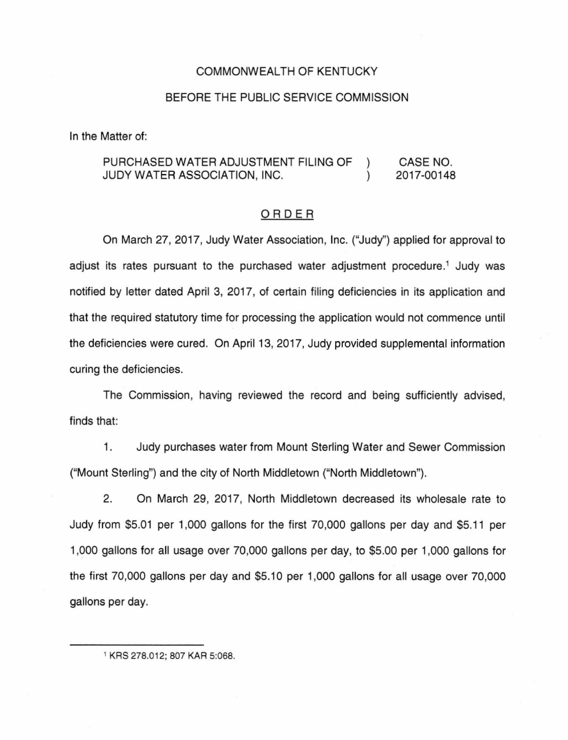COMMONWEALTH OF KENTUCKY

BEFORE THE PUBLIC SERVICE COMMISSION

In the Matter of:

| | | |
|---|---|---|
| PURCHASED WATER ADJUSTMENT FILING OF JUDY WATER ASSOCIATION, INC. | ) ) | CASE NO. 2017-00148 |

ORDER

On March 27, 2017, Judy Water Association, Inc. ("Judy") applied for approval to adjust its rates pursuant to the purchased water adjustment procedure.[1] Judy was notified by letter dated April 3, 2017, of certain filing deficiencies in its application and that the required statutory time for processing the application would not commence until the deficiencies were cured. On April 13, 2017, Judy provided supplemental information curing the deficiencies.

The Commission, having reviewed the record and being sufficiently advised, finds that:

1. Judy purchases water from Mount Sterling Water and Sewer Commission ("Mount Sterling") and the city of North Middletown ("North Middletown").

2. On March 29, 2017, North Middletown decreased its wholesale rate to Judy from $5.01 per 1,000 gallons for the first 70,000 gallons per day and $5.11 per 1,000 gallons for all usage over 70,000 gallons per day, to $5.00 per 1,000 gallons for the first 70,000 gallons per day and $5.10 per 1,000 gallons for all usage over 70,000 gallons per day.

[1] KRS 278.012; 807 KAR 5:068.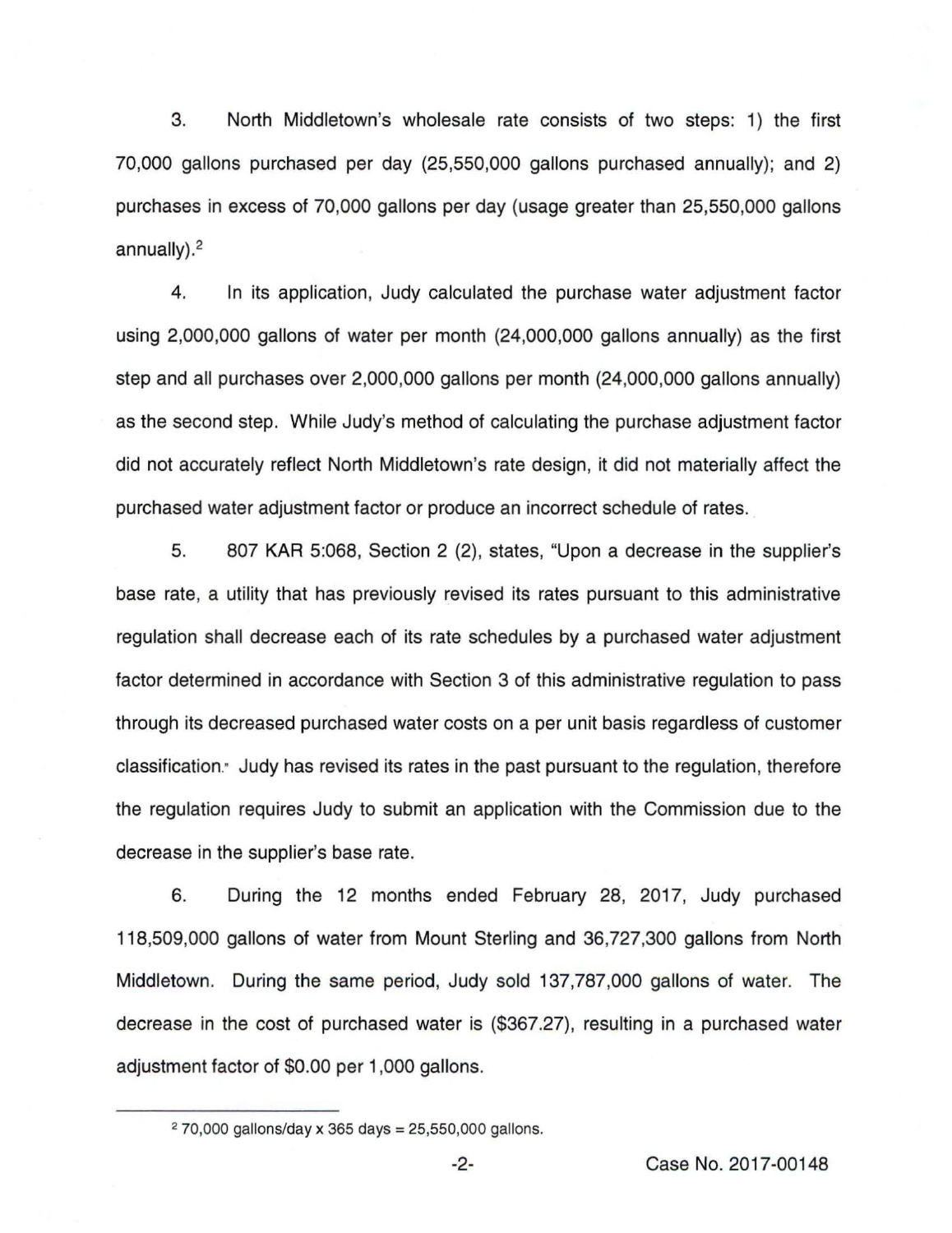3. North Middletown's wholesale rate consists of two steps: 1) the first 70,000 gallons purchased per day (25,550,000 gallons purchased annually); and 2) purchases in excess of 70,000 gallons per day (usage greater than 25,550,000 gallons annually).[2]

4. In its application, Judy calculated the purchase water adjustment factor using 2,000,000 gallons of water per month (24,000,000 gallons annually) as the first step and all purchases over 2,000,000 gallons per month (24,000,000 gallons annually) as the second step. While Judy's method of calculating the purchase adjustment factor did not accurately reflect North Middletown's rate design, it did not materially affect the purchased water adjustment factor or produce an incorrect schedule of rates.

5. 807 KAR 5:068, Section 2 (2), states, "Upon a decrease in the supplier's base rate, a utility that has previously revised its rates pursuant to this administrative regulation shall decrease each of its rate schedules by a purchased water adjustment factor determined in accordance with Section 3 of this administrative regulation to pass through its decreased purchased water costs on a per unit basis regardless of customer classification." Judy has revised its rates in the past pursuant to the regulation, therefore the regulation requires Judy to submit an application with the Commission due to the decrease in the supplier's base rate.

6. During the 12 months ended February 28, 2017, Judy purchased 118,509,000 gallons of water from Mount Sterling and 36,727,300 gallons from North Middletown. During the same period, Judy sold 137,787,000 gallons of water. The decrease in the cost of purchased water is ($367.27), resulting in a purchased water adjustment factor of $0.00 per 1,000 gallons.

---

[2] 70,000 gallons/day x 365 days = 25,550,000 gallons.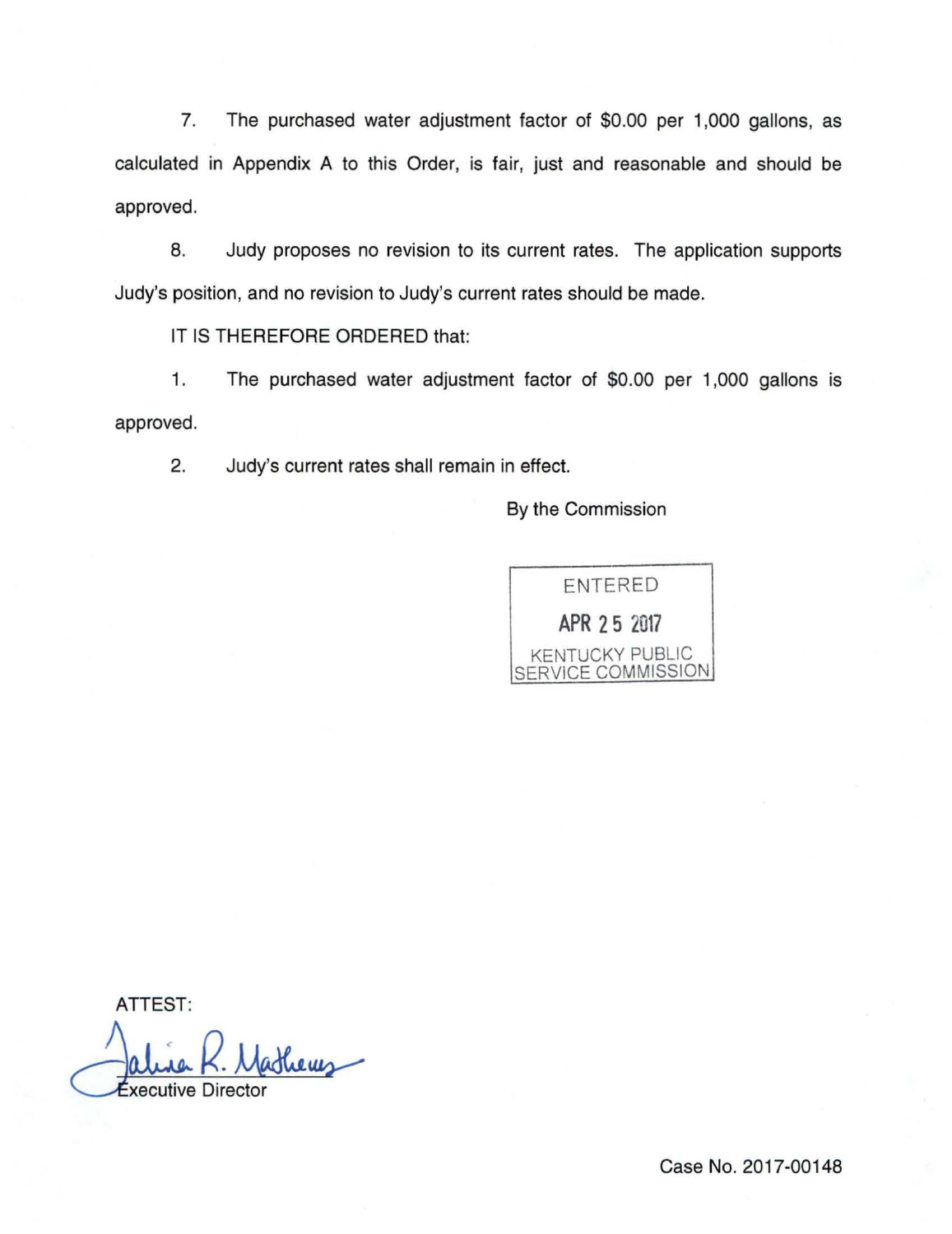7. The purchased water adjustment factor of $0.00 per 1,000 gallons, as calculated in Appendix A to this Order, is fair, just and reasonable and should be approved.

8. Judy proposes no revision to its current rates. The application supports Judy's position, and no revision to Judy's current rates should be made.

IT IS THEREFORE ORDERED that:

1. The purchased water adjustment factor of $0.00 per 1,000 gallons is approved.

2. Judy's current rates shall remain in effect.

By the Commission

ENTERED
APR 25 2017
KENTUCKY PUBLIC
SERVICE COMMISSION

ATTEST:

Talina R. Mathews
Executive Director

Case No. 2017-00148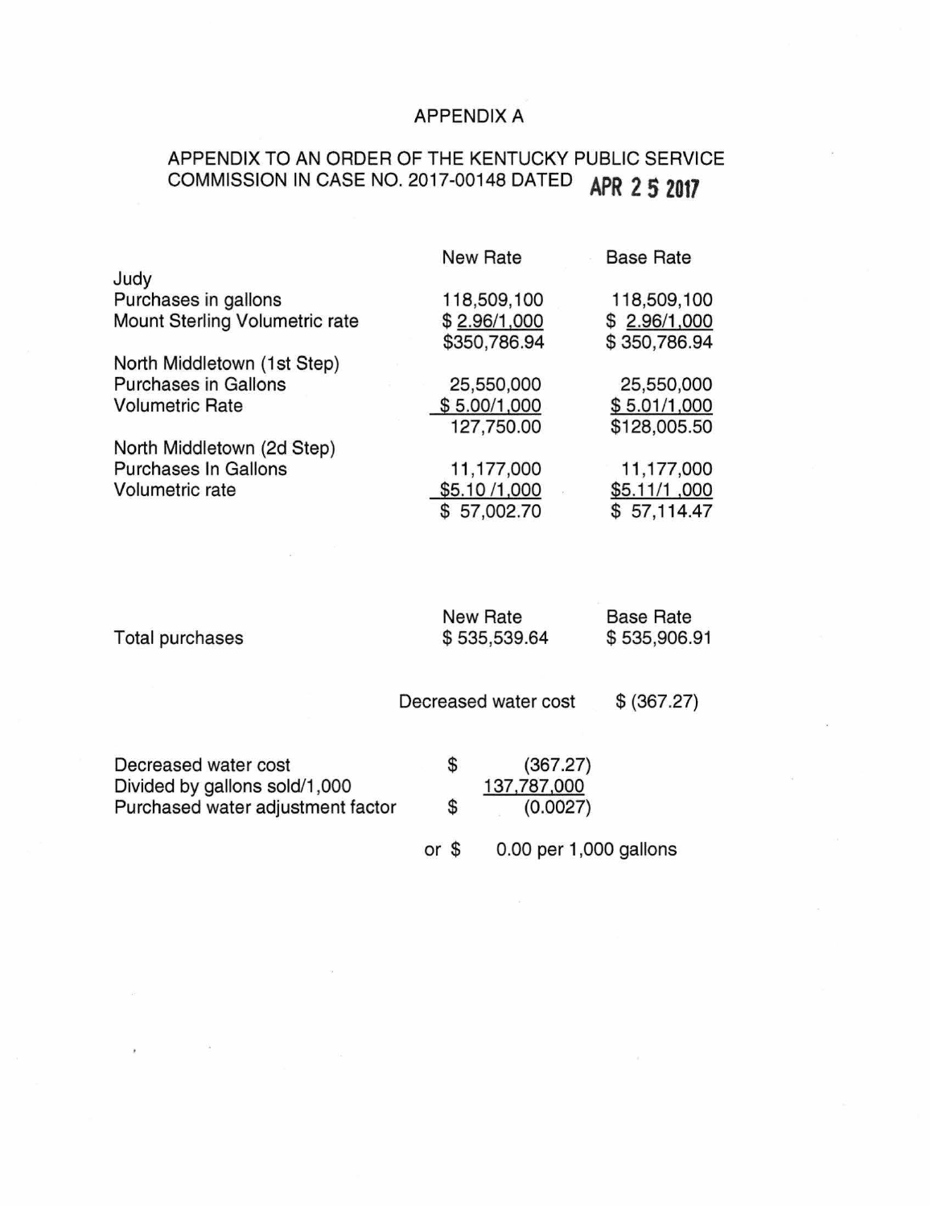# APPENDIX A

## APPENDIX TO AN ORDER OF THE KENTUCKY PUBLIC SERVICE COMMISSION IN CASE NO. 2017-00148 DATED APR 25 2017

| | New Rate | Base Rate |
|---|---|---|
| Judy | | |
| Purchases in gallons | 118,509,100 | 118,509,100 |
| Mount Sterling Volumetric rate | $ 2.96/1,000 | $ 2.96/1,000 |
| | $350,786.94 | $ 350,786.94 |
| North Middletown (1st Step) | | |
| Purchases in Gallons | 25,550,000 | 25,550,000 |
| Volumetric Rate | $ 5.00/1,000 | $ 5.01/1,000 |
| | 127,750.00 | $128,005.50 |
| North Middletown (2d Step) | | |
| Purchases In Gallons | 11,177,000 | 11,177,000 |
| Volumetric rate | $5.10 /1,000 | $5.11/1 ,000 |
| | $ 57,002.70 | $ 57,114.47 |

| | New Rate | Base Rate |
|---|---|---|
| Total purchases | $ 535,539.64 | $ 535,906.91 |

Decreased water cost $ (367.27)

| | | |
|---|---|---|
| Decreased water cost | $ | (367.27) |
| Divided by gallons sold/1,000 | | 137,787,000 |
| Purchased water adjustment factor | $ | (0.0027) |

or $ 0.00 per 1,000 gallons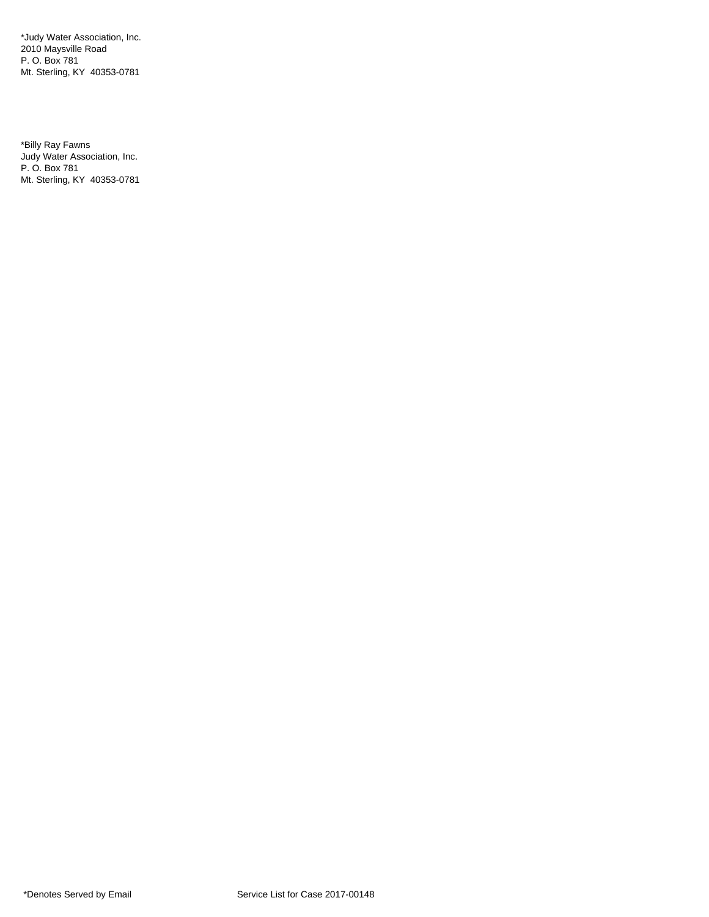*Judy Water Association, Inc.
2010 Maysville Road
P. O. Box 781
Mt. Sterling, KY  40353-0781

*Billy Ray Fawns
Judy Water Association, Inc.
P. O. Box 781
Mt. Sterling, KY  40353-0781

*Denotes Served by Email

Service List for Case 2017-00148